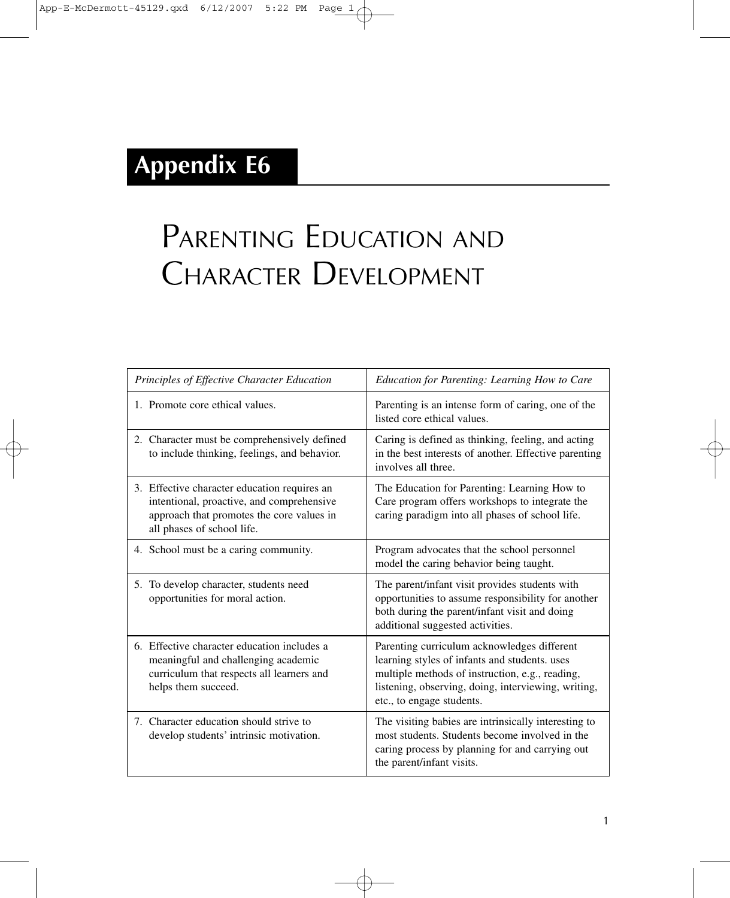# Appendix E6

## Parenting Education and Character Development

| *Principles of Effective Character Education* | *Education for Parenting: Learning How to Care* |
| --- | --- |
| 1. Promote core ethical values. | Parenting is an intense form of caring, one of the listed core ethical values. |
| 2. Character must be comprehensively defined to include thinking, feelings, and behavior. | Caring is defined as thinking, feeling, and acting in the best interests of another. Effective parenting involves all three. |
| 3. Effective character education requires an intentional, proactive, and comprehensive approach that promotes the core values in all phases of school life. | The Education for Parenting: Learning How to Care program offers workshops to integrate the caring paradigm into all phases of school life. |
| 4. School must be a caring community. | Program advocates that the school personnel model the caring behavior being taught. |
| 5. To develop character, students need opportunities for moral action. | The parent/infant visit provides students with opportunities to assume responsibility for another both during the parent/infant visit and doing additional suggested activities. |
| 6. Effective character education includes a meaningful and challenging academic curriculum that respects all learners and helps them succeed. | Parenting curriculum acknowledges different learning styles of infants and students. uses multiple methods of instruction, e.g., reading, listening, observing, doing, interviewing, writing, etc., to engage students. |
| 7. Character education should strive to develop students' intrinsic motivation. | The visiting babies are intrinsically interesting to most students. Students become involved in the caring process by planning for and carrying out the parent/infant visits. |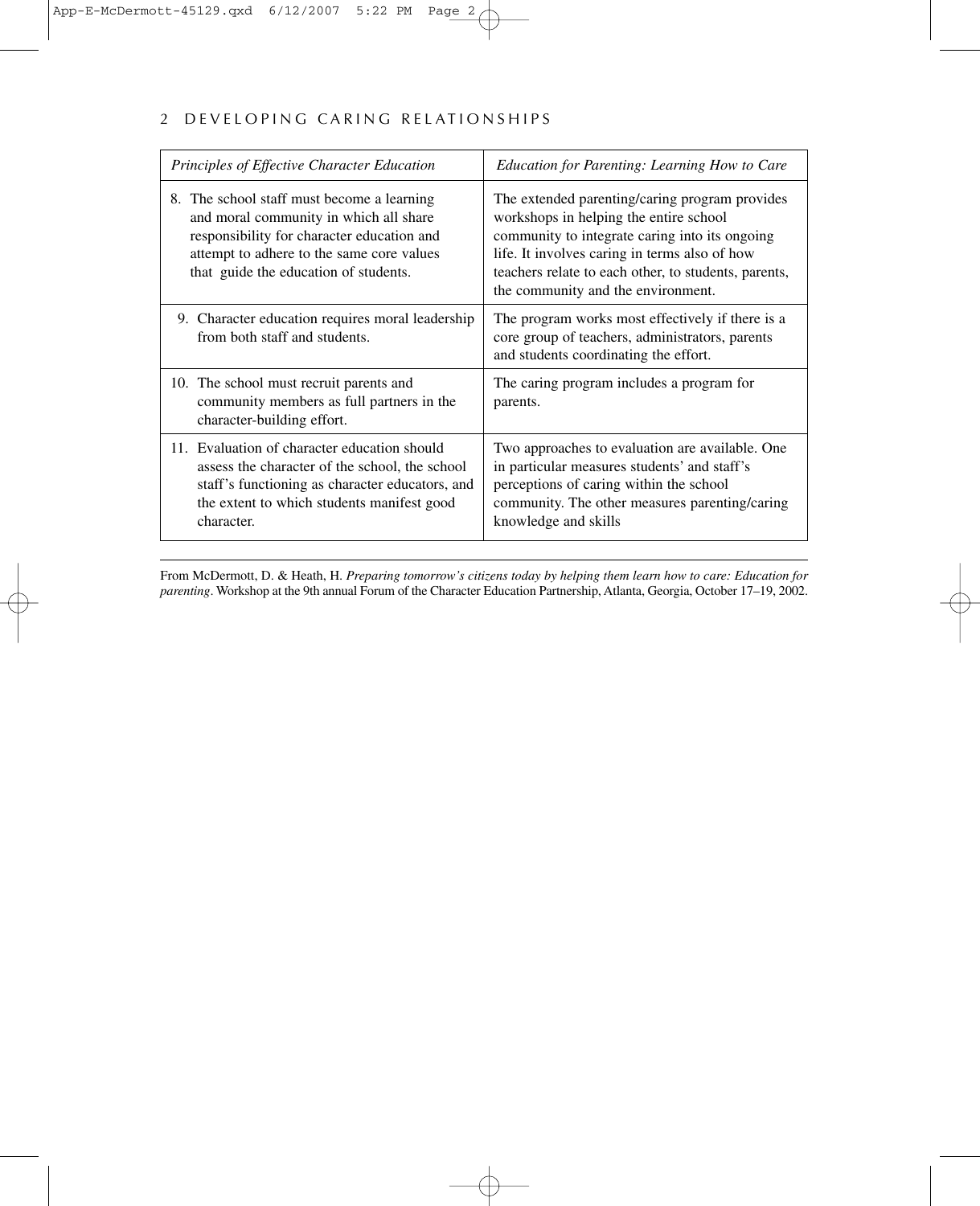| *Principles of Effective Character Education* | *Education for Parenting: Learning How to Care* |
|---|---|
| 8. The school staff must become a learning and moral community in which all share responsibility for character education and attempt to adhere to the same core values that guide the education of students. | The extended parenting/caring program provides workshops in helping the entire school community to integrate caring into its ongoing life. It involves caring in terms also of how teachers relate to each other, to students, parents, the community and the environment. |
| 9. Character education requires moral leadership from both staff and students. | The program works most effectively if there is a core group of teachers, administrators, parents and students coordinating the effort. |
| 10. The school must recruit parents and community members as full partners in the character-building effort. | The caring program includes a program for parents. |
| 11. Evaluation of character education should assess the character of the school, the school staff's functioning as character educators, and the extent to which students manifest good character. | Two approaches to evaluation are available. One in particular measures students' and staff's perceptions of caring within the school community. The other measures parenting/caring knowledge and skills |

From McDermott, D. & Heath, H. *Preparing tomorrow's citizens today by helping them learn how to care: Education for parenting*. Workshop at the 9th annual Forum of the Character Education Partnership, Atlanta, Georgia, October 17–19, 2002.